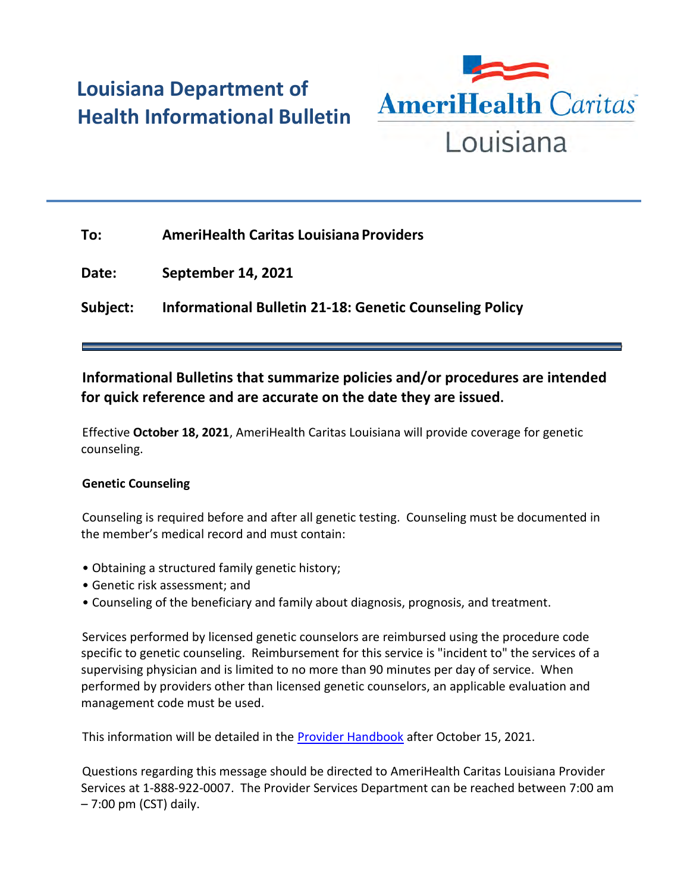# Louisiana Department of Health Informational Bulletin

AmeriHealth Caritas Louisiana

**To:** AmeriHealth Caritas Louisiana Providers

**Date:** September 14, 2021

**Subject:** Informational Bulletin 21-18: Genetic Counseling Policy

---

**Informational Bulletins that summarize policies and/or procedures are intended for quick reference and are accurate on the date they are issued.**

Effective **October 18, 2021**, AmeriHealth Caritas Louisiana will provide coverage for genetic counseling.

**Genetic Counseling**

Counseling is required before and after all genetic testing. Counseling must be documented in the member's medical record and must contain:

- Obtaining a structured family genetic history;
- Genetic risk assessment; and
- Counseling of the beneficiary and family about diagnosis, prognosis, and treatment.

Services performed by licensed genetic counselors are reimbursed using the procedure code specific to genetic counseling. Reimbursement for this service is "incident to" the services of a supervising physician and is limited to no more than 90 minutes per day of service. When performed by providers other than licensed genetic counselors, an applicable evaluation and management code must be used.

This information will be detailed in the Provider Handbook after October 15, 2021.

Questions regarding this message should be directed to AmeriHealth Caritas Louisiana Provider Services at 1-888-922-0007. The Provider Services Department can be reached between 7:00 am – 7:00 pm (CST) daily.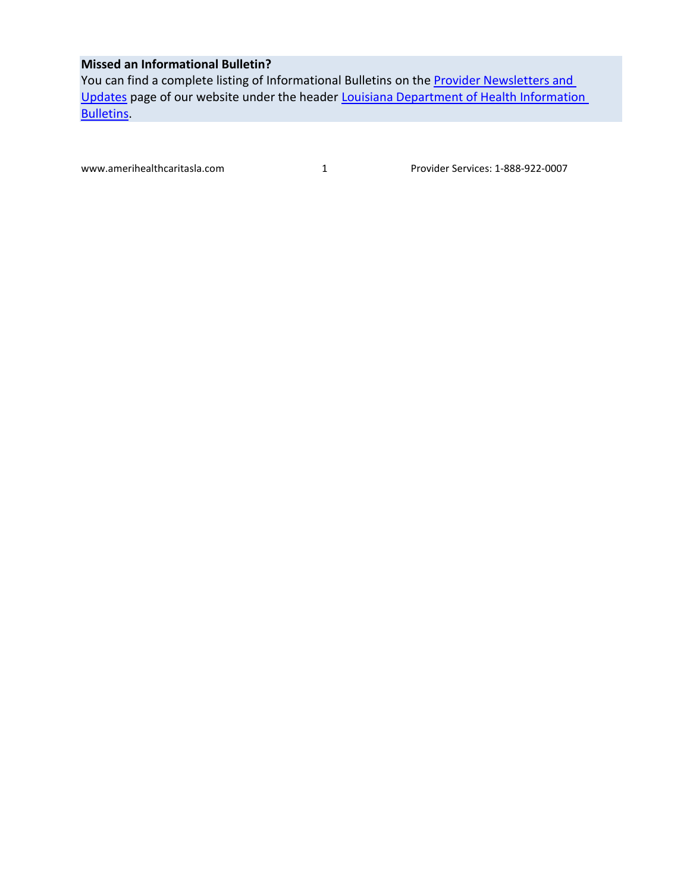**Missed an Informational Bulletin?**

You can find a complete listing of Informational Bulletins on the Provider Newsletters and Updates page of our website under the header Louisiana Department of Health Information Bulletins.